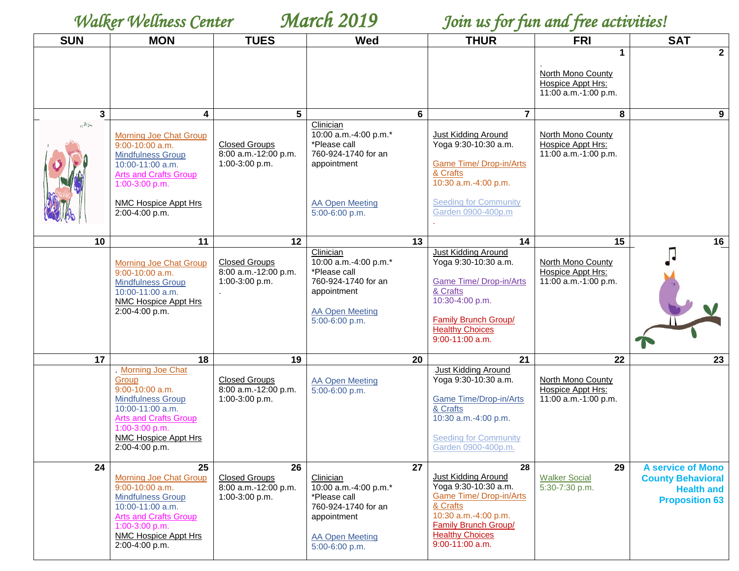*Walker Wellness Center* *March 2019* *Join us for fun and free activities!*

| SUN | MON | TUES | Wed | THUR | FRI | SAT |
|---|---|---|---|---|---|---|
| | | | | | 1<br>.<br>North Mono County Hospice Appt Hrs:<br>11:00 a.m.-1:00 p.m. | 2 |
| 3 | 4<br>Morning Joe Chat Group<br>9:00-10:00 a.m.<br>Mindfulness Group<br>10:00-11:00 a.m.<br>Arts and Crafts Group<br>1:00-3:00 p.m.<br>NMC Hospice Appt Hrs<br>2:00-4:00 p.m. | 5<br>Closed Groups<br>8:00 a.m.-12:00 p.m.<br>1:00-3:00 p.m. | 6<br>Clinician<br>10:00 a.m.-4:00 p.m.*<br>*Please call 760-924-1740 for an appointment<br>AA Open Meeting<br>5:00-6:00 p.m. | 7<br>Just Kidding Around Yoga 9:30-10:30 a.m.<br>Game Time/ Drop-in/Arts & Crafts<br>10:30 a.m.-4:00 p.m.<br>Seeding for Community Garden 0900-400p.m<br>. | 8<br>North Mono County Hospice Appt Hrs:<br>11:00 a.m.-1:00 p.m. | 9 |
| 10 | 11<br>Morning Joe Chat Group<br>9:00-10:00 a.m.<br>Mindfulness Group<br>10:00-11:00 a.m.<br>NMC Hospice Appt Hrs<br>2:00-4:00 p.m. | 12<br>Closed Groups<br>8:00 a.m.-12:00 p.m.<br>1:00-3:00 p.m.<br>. | 13<br>Clinician<br>10:00 a.m.-4:00 p.m.*<br>*Please call 760-924-1740 for an appointment<br>AA Open Meeting<br>5:00-6:00 p.m. | 14<br>Just Kidding Around Yoga 9:30-10:30 a.m.<br>Game Time/ Drop-in/Arts & Crafts<br>10:30-4:00 p.m.<br>Family Brunch Group/ Healthy Choices<br>9:00-11:00 a.m. | 15<br>North Mono County Hospice Appt Hrs:<br>11:00 a.m.-1:00 p.m. | 16 |
| 17 | 18<br>. Morning Joe Chat Group<br>9:00-10:00 a.m.<br>Mindfulness Group<br>10:00-11:00 a.m.<br>Arts and Crafts Group<br>1:00-3:00 p.m.<br>NMC Hospice Appt Hrs<br>2:00-4:00 p.m. | 19<br>Closed Groups<br>8:00 a.m.-12:00 p.m.<br>1:00-3:00 p.m. | 20<br>AA Open Meeting<br>5:00-6:00 p.m. | 21<br>Just Kidding Around Yoga 9:30-10:30 a.m.<br>Game Time/Drop-in/Arts & Crafts<br>10:30 a.m.-4:00 p.m.<br>Seeding for Community Garden 0900-400p.m. | 22<br>North Mono County Hospice Appt Hrs:<br>11:00 a.m.-1:00 p.m. | 23 |
| 24 | 25<br>Morning Joe Chat Group<br>9:00-10:00 a.m.<br>Mindfulness Group<br>10:00-11:00 a.m.<br>Arts and Crafts Group<br>1:00-3:00 p.m.<br>NMC Hospice Appt Hrs<br>2:00-4:00 p.m. | 26<br>Closed Groups<br>8:00 a.m.-12:00 p.m.<br>1:00-3:00 p.m. | 27<br>Clinician<br>10:00 a.m.-4:00 p.m.*<br>*Please call 760-924-1740 for an appointment<br>AA Open Meeting<br>5:00-6:00 p.m. | 28<br>Just Kidding Around Yoga 9:30-10:30 a.m.<br>Game Time/ Drop-in/Arts & Crafts<br>10:30 a.m.-4:00 p.m.<br>Family Brunch Group/ Healthy Choices<br>9:00-11:00 a.m. | 29<br>Walker Social<br>5:30-7:30 p.m. | **A service of Mono County Behavioral Health and Proposition 63** |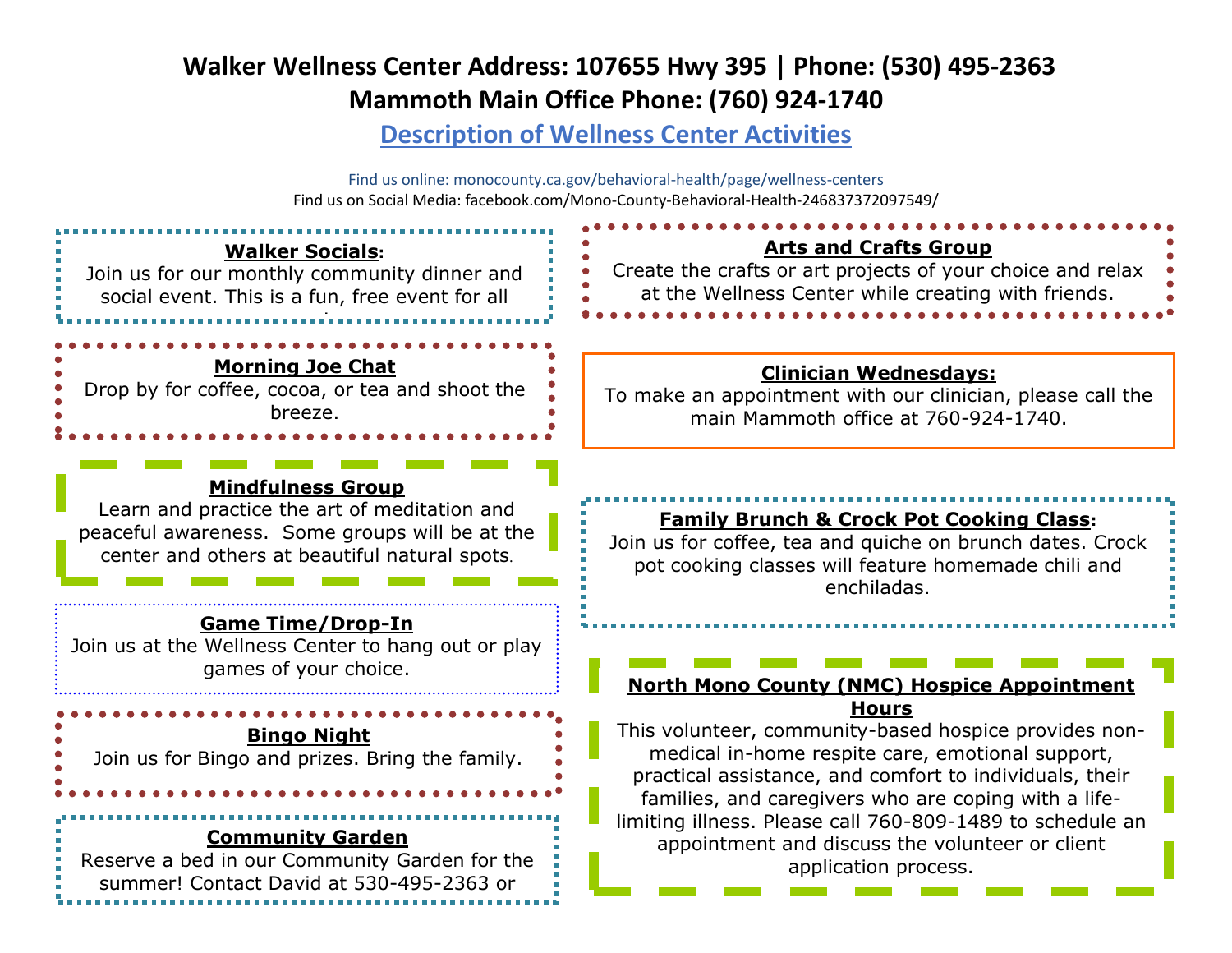# Walker Wellness Center Address: 107655 Hwy 395 | Phone: (530) 495-2363

# Mammoth Main Office Phone: (760) 924-1740

## Description of Wellness Center Activities

Find us online: monocounty.ca.gov/behavioral-health/page/wellness-centers

Find us on Social Media: facebook.com/Mono-County-Behavioral-Health-246837372097549/

### Walker Socials:

Join us for our monthly community dinner and social event. This is a fun, free event for all

### Morning Joe Chat

Drop by for coffee, cocoa, or tea and shoot the breeze.

### Mindfulness Group

Learn and practice the art of meditation and peaceful awareness. Some groups will be at the center and others at beautiful natural spots.

### Game Time/Drop-In

Join us at the Wellness Center to hang out or play games of your choice.

### Bingo Night

Join us for Bingo and prizes. Bring the family.

### Community Garden

Reserve a bed in our Community Garden for the summer! Contact David at 530-495-2363 or

### Arts and Crafts Group

Create the crafts or art projects of your choice and relax at the Wellness Center while creating with friends.

### Clinician Wednesdays:

To make an appointment with our clinician, please call the main Mammoth office at 760-924-1740.

### Family Brunch & Crock Pot Cooking Class:

Join us for coffee, tea and quiche on brunch dates. Crock pot cooking classes will feature homemade chili and enchiladas.

### North Mono County (NMC) Hospice Appointment Hours

This volunteer, community-based hospice provides non-medical in-home respite care, emotional support, practical assistance, and comfort to individuals, their families, and caregivers who are coping with a life-limiting illness. Please call 760-809-1489 to schedule an appointment and discuss the volunteer or client application process.